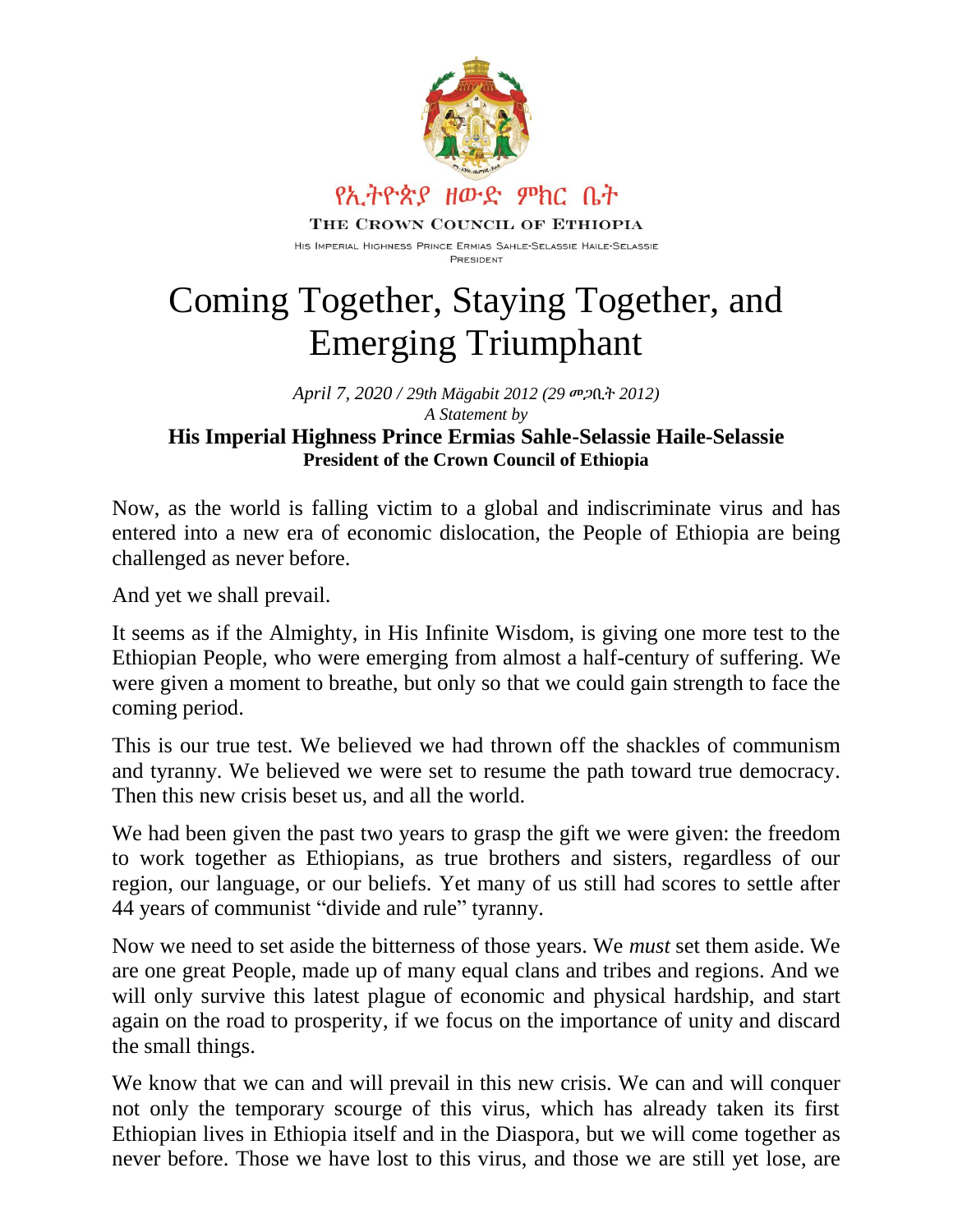የኢትዮጵያ ዘውድ ምክር ቤት

THE CROWN COUNCIL OF ETHIOPIA

HIS IMPERIAL HIGHNESS PRINCE ERMIAS SAHLE-SELASSIE HAILE-SELASSIE
PRESIDENT

# Coming Together, Staying Together, and Emerging Triumphant

*April 7, 2020 / 29th Mägabit 2012 (29 መጋቢት 2012)*
*A Statement by*
**His Imperial Highness Prince Ermias Sahle-Selassie Haile-Selassie**
**President of the Crown Council of Ethiopia**

Now, as the world is falling victim to a global and indiscriminate virus and has entered into a new era of economic dislocation, the People of Ethiopia are being challenged as never before.

And yet we shall prevail.

It seems as if the Almighty, in His Infinite Wisdom, is giving one more test to the Ethiopian People, who were emerging from almost a half-century of suffering. We were given a moment to breathe, but only so that we could gain strength to face the coming period.

This is our true test. We believed we had thrown off the shackles of communism and tyranny. We believed we were set to resume the path toward true democracy. Then this new crisis beset us, and all the world.

We had been given the past two years to grasp the gift we were given: the freedom to work together as Ethiopians, as true brothers and sisters, regardless of our region, our language, or our beliefs. Yet many of us still had scores to settle after 44 years of communist "divide and rule" tyranny.

Now we need to set aside the bitterness of those years. We *must* set them aside. We are one great People, made up of many equal clans and tribes and regions. And we will only survive this latest plague of economic and physical hardship, and start again on the road to prosperity, if we focus on the importance of unity and discard the small things.

We know that we can and will prevail in this new crisis. We can and will conquer not only the temporary scourge of this virus, which has already taken its first Ethiopian lives in Ethiopia itself and in the Diaspora, but we will come together as never before. Those we have lost to this virus, and those we are still yet lose, are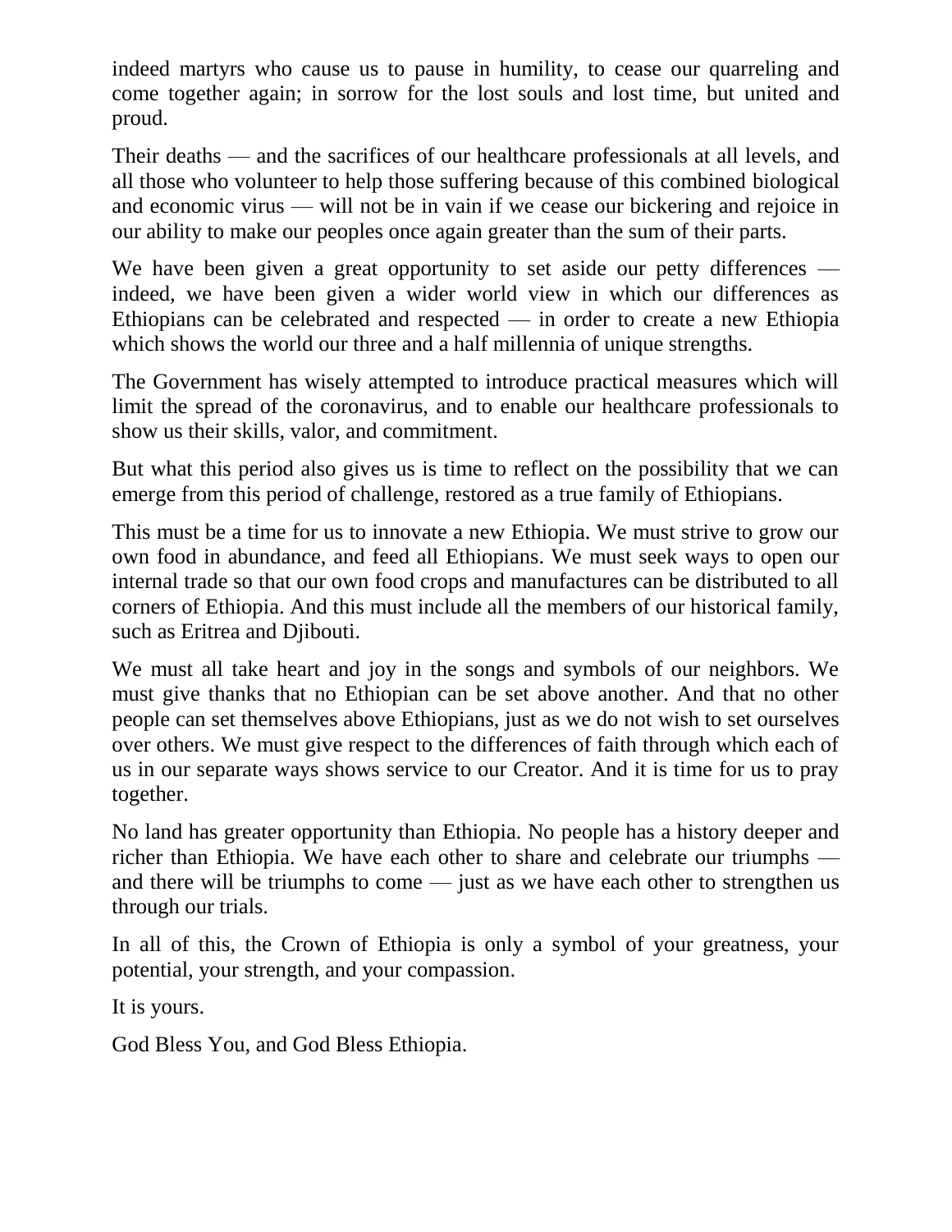indeed martyrs who cause us to pause in humility, to cease our quarreling and come together again; in sorrow for the lost souls and lost time, but united and proud.

Their deaths — and the sacrifices of our healthcare professionals at all levels, and all those who volunteer to help those suffering because of this combined biological and economic virus — will not be in vain if we cease our bickering and rejoice in our ability to make our peoples once again greater than the sum of their parts.

We have been given a great opportunity to set aside our petty differences — indeed, we have been given a wider world view in which our differences as Ethiopians can be celebrated and respected — in order to create a new Ethiopia which shows the world our three and a half millennia of unique strengths.

The Government has wisely attempted to introduce practical measures which will limit the spread of the coronavirus, and to enable our healthcare professionals to show us their skills, valor, and commitment.

But what this period also gives us is time to reflect on the possibility that we can emerge from this period of challenge, restored as a true family of Ethiopians.

This must be a time for us to innovate a new Ethiopia. We must strive to grow our own food in abundance, and feed all Ethiopians. We must seek ways to open our internal trade so that our own food crops and manufactures can be distributed to all corners of Ethiopia. And this must include all the members of our historical family, such as Eritrea and Djibouti.

We must all take heart and joy in the songs and symbols of our neighbors. We must give thanks that no Ethiopian can be set above another. And that no other people can set themselves above Ethiopians, just as we do not wish to set ourselves over others. We must give respect to the differences of faith through which each of us in our separate ways shows service to our Creator. And it is time for us to pray together.

No land has greater opportunity than Ethiopia. No people has a history deeper and richer than Ethiopia. We have each other to share and celebrate our triumphs — and there will be triumphs to come — just as we have each other to strengthen us through our trials.

In all of this, the Crown of Ethiopia is only a symbol of your greatness, your potential, your strength, and your compassion.

It is yours.

God Bless You, and God Bless Ethiopia.